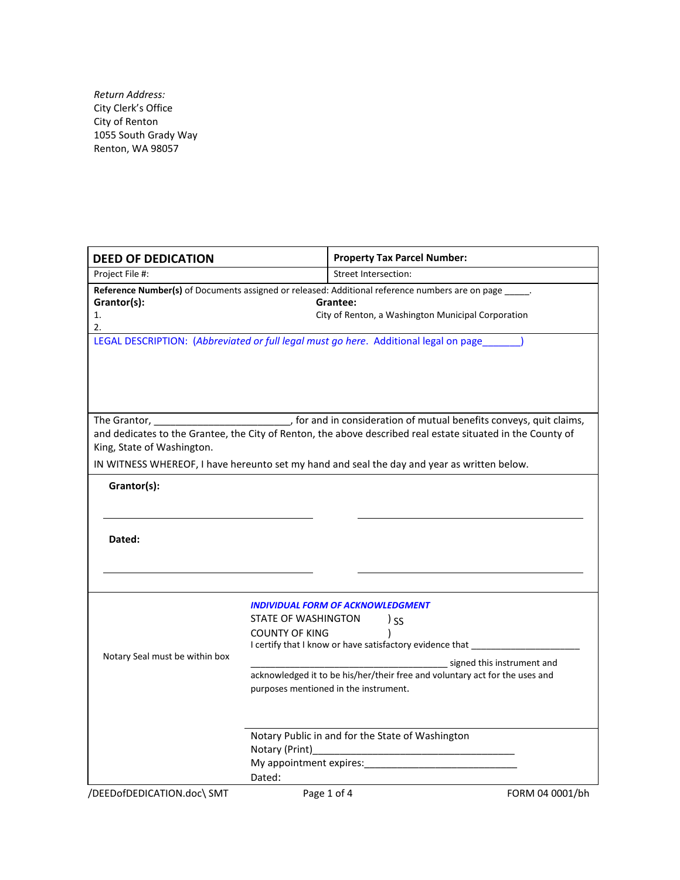*Return Address:*
City Clerk's Office
City of Renton
1055 South Grady Way
Renton, WA 98057

| **DEED OF DEDICATION** | **Property Tax Parcel Number:** |
|---|---|
| Project File #: | Street Intersection: |

**Reference Number(s)** of Documents assigned or released: Additional reference numbers are on page _____.

**Grantor(s):**
1.
2.

**Grantee:**
City of Renton, a Washington Municipal Corporation

LEGAL DESCRIPTION: (*Abbreviated or full legal must go here*. Additional legal on page_______)

The Grantor, ________________________, for and in consideration of mutual benefits conveys, quit claims, and dedicates to the Grantee, the City of Renton, the above described real estate situated in the County of King, State of Washington.

IN WITNESS WHEREOF, I have hereunto set my hand and seal the day and year as written below.

**Grantor(s):**

____________________________________ ____________________________________

**Dated:**

____________________________________ ____________________________________

Notary Seal must be within box

***INDIVIDUAL FORM OF ACKNOWLEDGMENT***

STATE OF WASHINGTON ) SS
COUNTY OF KING )

I certify that I know or have satisfactory evidence that _____________________ __________________________________________ signed this instrument and acknowledged it to be his/her/their free and voluntary act for the uses and purposes mentioned in the instrument.

Notary Public in and for the State of Washington
Notary (Print)_____________________________________
My appointment expires:____________________________
Dated:

/DEEDofDEDICATION.doc\ SMT FORM 04 0001/bh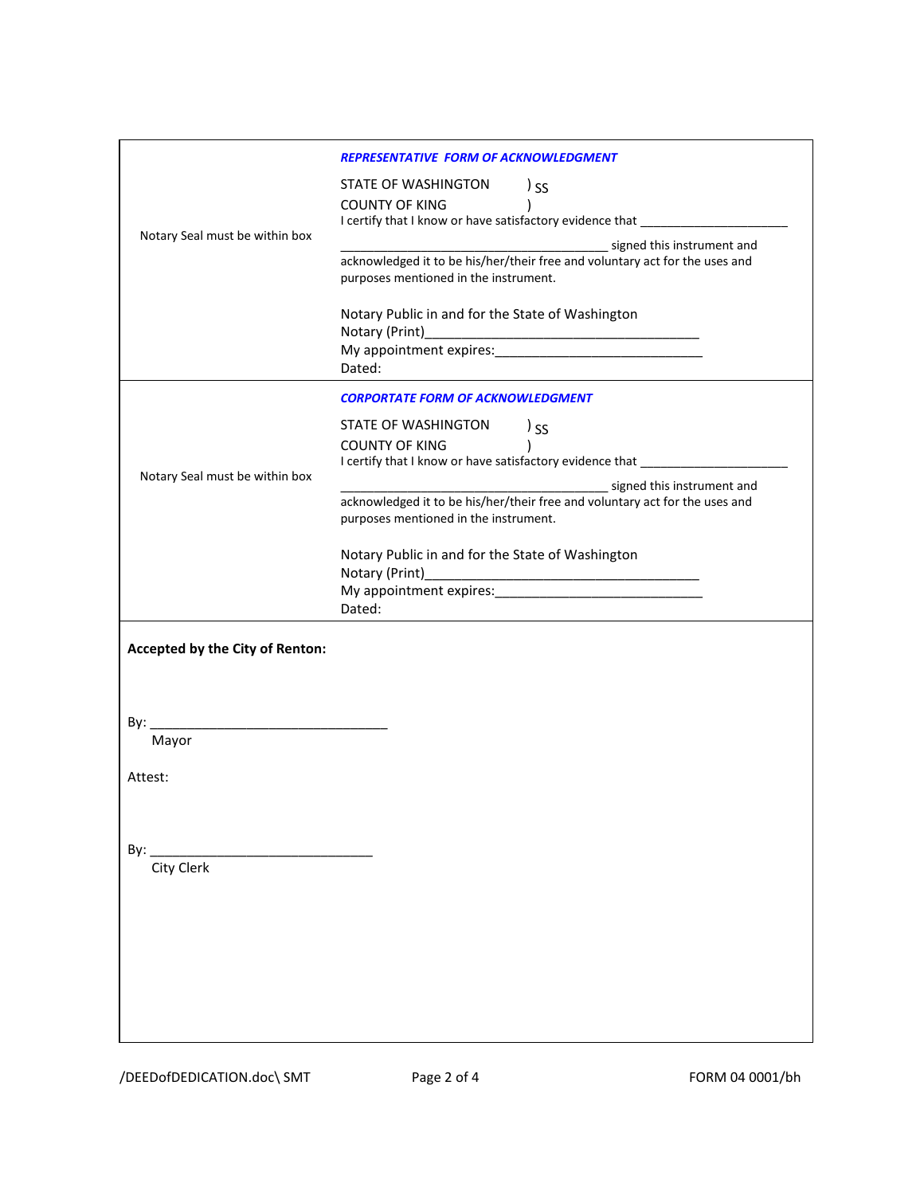| | |
|---|---|
| Notary Seal must be within box | ***REPRESENTATIVE FORM OF ACKNOWLEDGMENT***<br><br>STATE OF WASHINGTON ) SS<br>COUNTY OF KING )<br>I certify that I know or have satisfactory evidence that ______________________<br>__________________________________________ signed this instrument and acknowledged it to be his/her/their free and voluntary act for the uses and purposes mentioned in the instrument.<br><br>Notary Public in and for the State of Washington<br>Notary (Print)_______________________________________<br>My appointment expires:______________________________<br>Dated: |
| Notary Seal must be within box | ***CORPORTATE FORM OF ACKNOWLEDGMENT***<br><br>STATE OF WASHINGTON ) SS<br>COUNTY OF KING )<br>I certify that I know or have satisfactory evidence that ______________________<br>__________________________________________ signed this instrument and acknowledged it to be his/her/their free and voluntary act for the uses and purposes mentioned in the instrument.<br><br>Notary Public in and for the State of Washington<br>Notary (Print)_______________________________________<br>My appointment expires:______________________________<br>Dated: |

**Accepted by the City of Renton:**

By: _________________________________
Mayor

Attest:

By: _______________________________
City Clerk

/DEEDofDEDICATION.doc\ SMT

FORM 04 0001/bh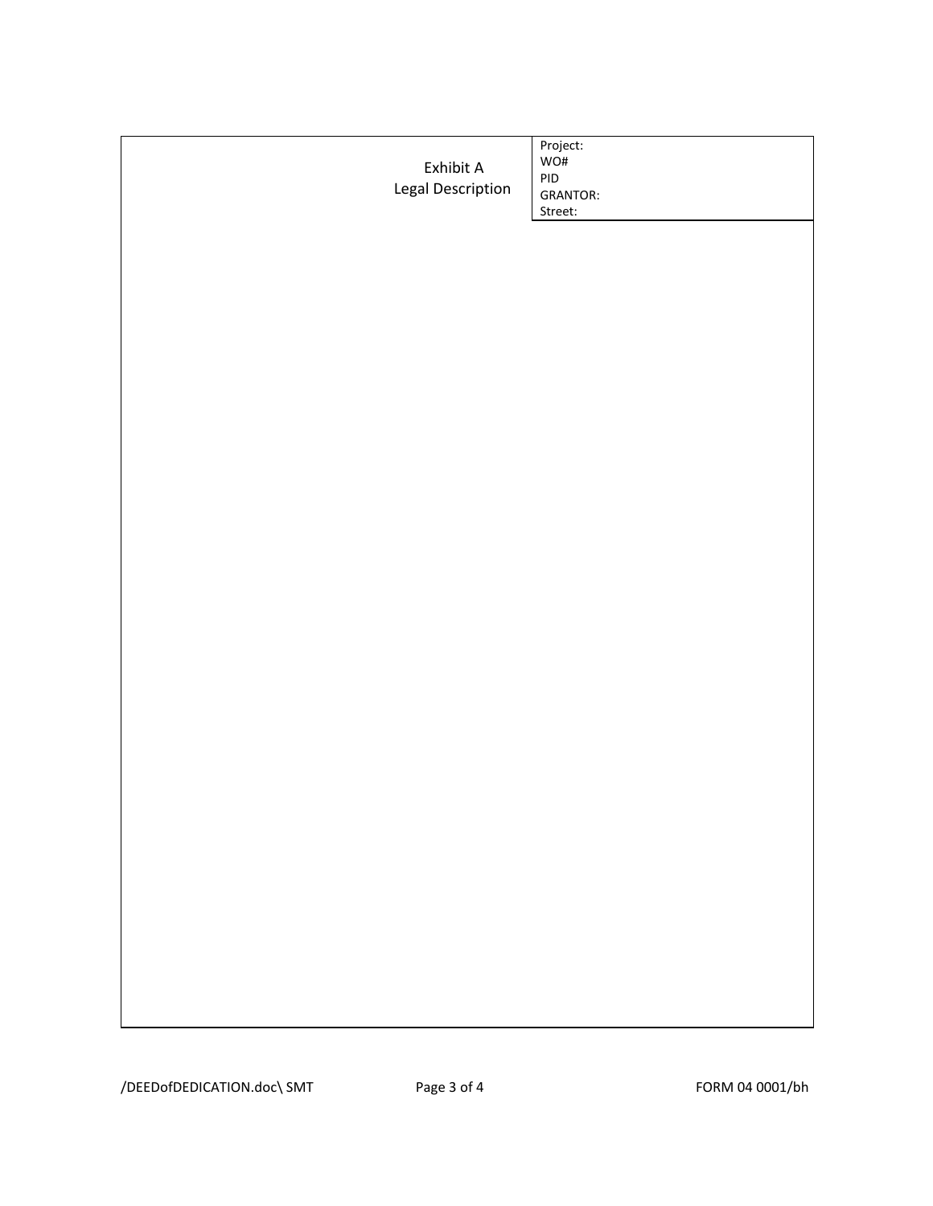# Exhibit A
## Legal Description

Project:
WO#
PID
GRANTOR:
Street: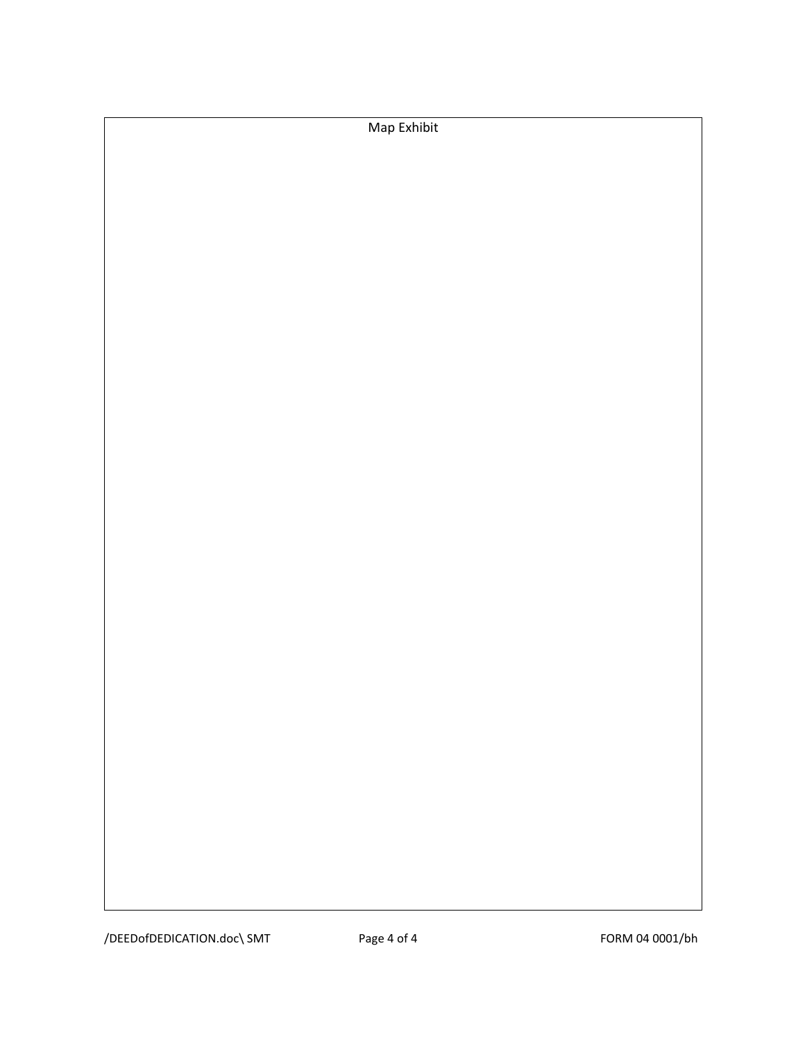Map Exhibit